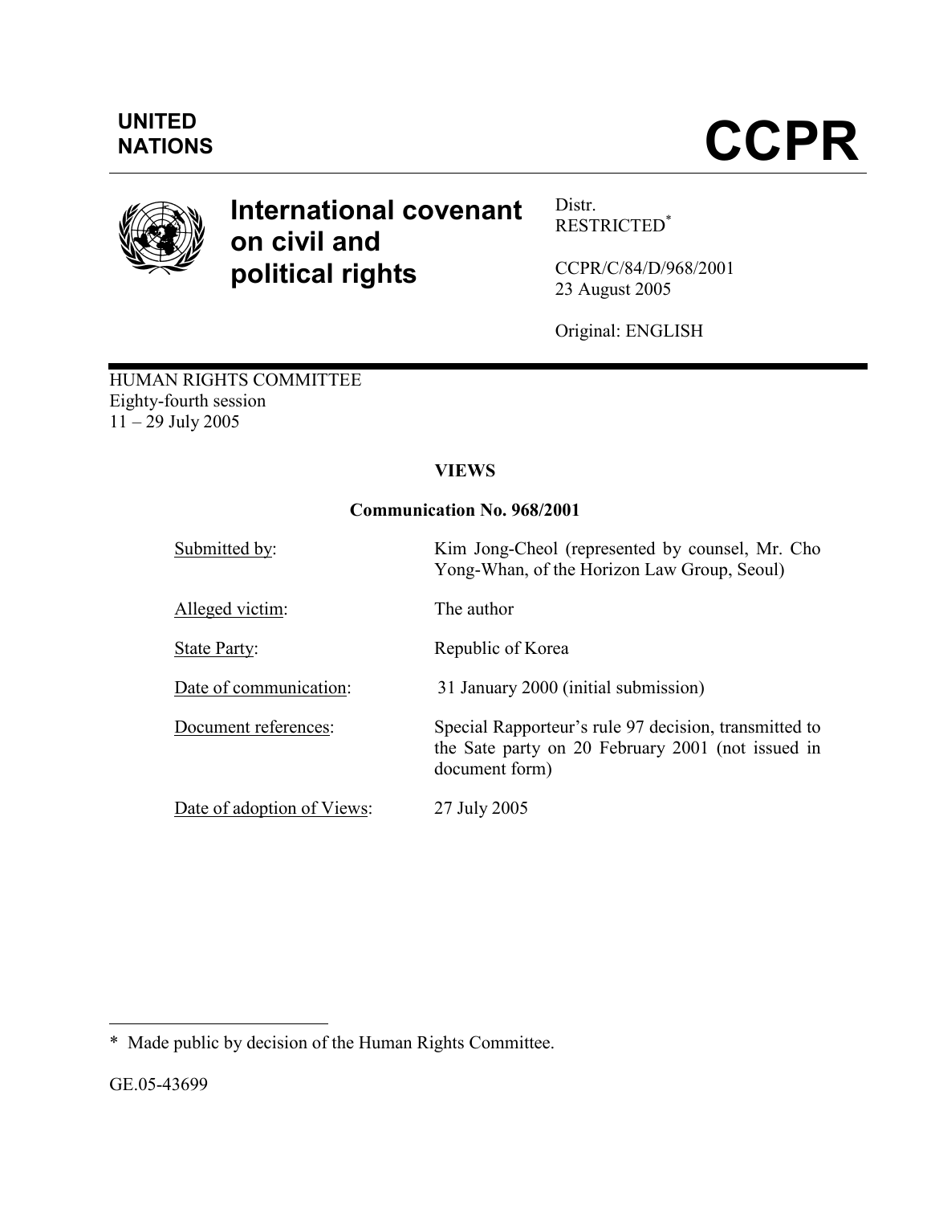UNITED NATIONS

# CCPR

## International covenant on civil and political rights

Distr.
RESTRICTED*

CCPR/C/84/D/968/2001
23 August 2005

Original: ENGLISH

HUMAN RIGHTS COMMITTEE
Eighty-fourth session
11 – 29 July 2005

**VIEWS**

**Communication No. 968/2001**

| | |
|---|---|
| Submitted by: | Kim Jong-Cheol (represented by counsel, Mr. Cho Yong-Whan, of the Horizon Law Group, Seoul) |
| Alleged victim: | The author |
| State Party: | Republic of Korea |
| Date of communication: | 31 January 2000 (initial submission) |
| Document references: | Special Rapporteur's rule 97 decision, transmitted to the Sate party on 20 February 2001 (not issued in document form) |
| Date of adoption of Views: | 27 July 2005 |

---

* Made public by decision of the Human Rights Committee.

GE.05-43699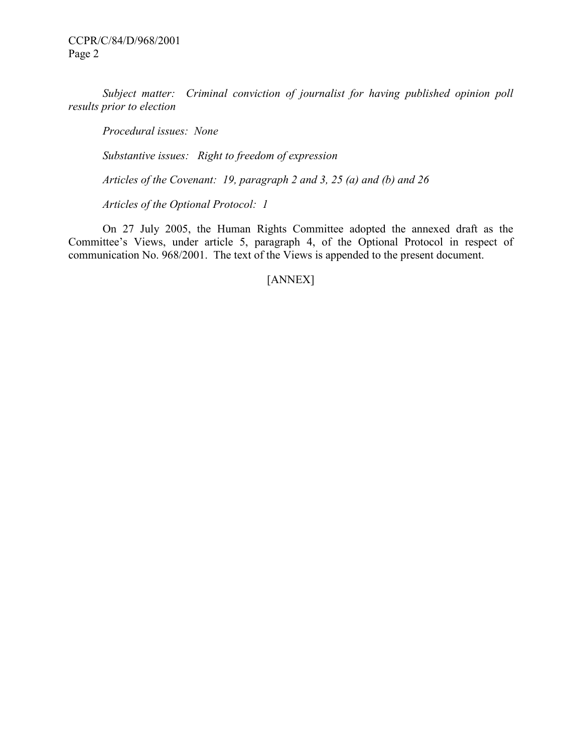*Subject matter: Criminal conviction of journalist for having published opinion poll results prior to election*

*Procedural issues: None*

*Substantive issues: Right to freedom of expression*

*Articles of the Covenant: 19, paragraph 2 and 3, 25 (a) and (b) and 26*

*Articles of the Optional Protocol: 1*

On 27 July 2005, the Human Rights Committee adopted the annexed draft as the Committee's Views, under article 5, paragraph 4, of the Optional Protocol in respect of communication No. 968/2001. The text of the Views is appended to the present document.

[ANNEX]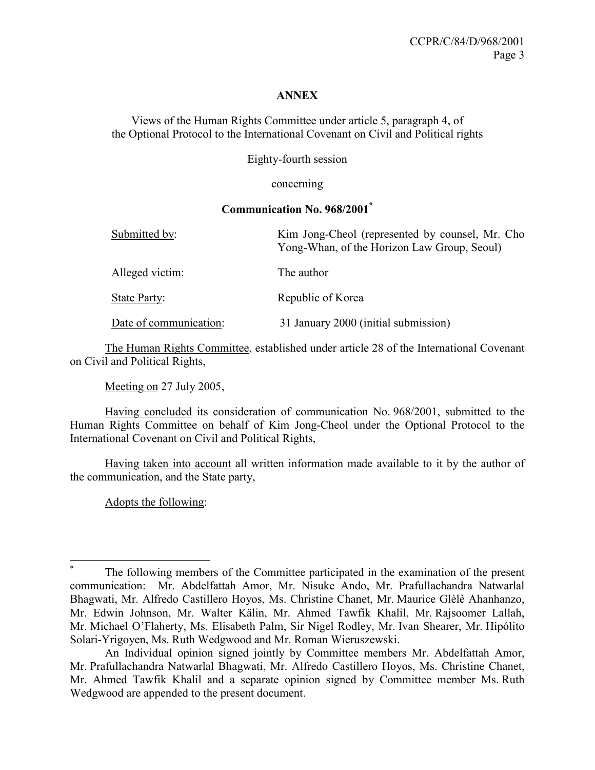**ANNEX**

Views of the Human Rights Committee under article 5, paragraph 4, of the Optional Protocol to the International Covenant on Civil and Political rights

Eighty-fourth session

concerning

**Communication No. 968/2001**[*]

| | |
|---|---|
| Submitted by: | Kim Jong-Cheol (represented by counsel, Mr. Cho Yong-Whan, of the Horizon Law Group, Seoul) |
| Alleged victim: | The author |
| State Party: | Republic of Korea |
| Date of communication: | 31 January 2000 (initial submission) |

The Human Rights Committee, established under article 28 of the International Covenant on Civil and Political Rights,

Meeting on 27 July 2005,

Having concluded its consideration of communication No. 968/2001, submitted to the Human Rights Committee on behalf of Kim Jong-Cheol under the Optional Protocol to the International Covenant on Civil and Political Rights,

Having taken into account all written information made available to it by the author of the communication, and the State party,

Adopts the following:

---

[*] The following members of the Committee participated in the examination of the present communication: Mr. Abdelfattah Amor, Mr. Nisuke Ando, Mr. Prafullachandra Natwarlal Bhagwati, Mr. Alfredo Castillero Hoyos, Ms. Christine Chanet, Mr. Maurice Glèlè Ahanhanzo, Mr. Edwin Johnson, Mr. Walter Kälin, Mr. Ahmed Tawfik Khalil, Mr. Rajsoomer Lallah, Mr. Michael O'Flaherty, Ms. Elisabeth Palm, Sir Nigel Rodley, Mr. Ivan Shearer, Mr. Hipólito Solari-Yrigoyen, Ms. Ruth Wedgwood and Mr. Roman Wieruszewski.

An Individual opinion signed jointly by Committee members Mr. Abdelfattah Amor, Mr. Prafullachandra Natwarlal Bhagwati, Mr. Alfredo Castillero Hoyos, Ms. Christine Chanet, Mr. Ahmed Tawfik Khalil and a separate opinion signed by Committee member Ms. Ruth Wedgwood are appended to the present document.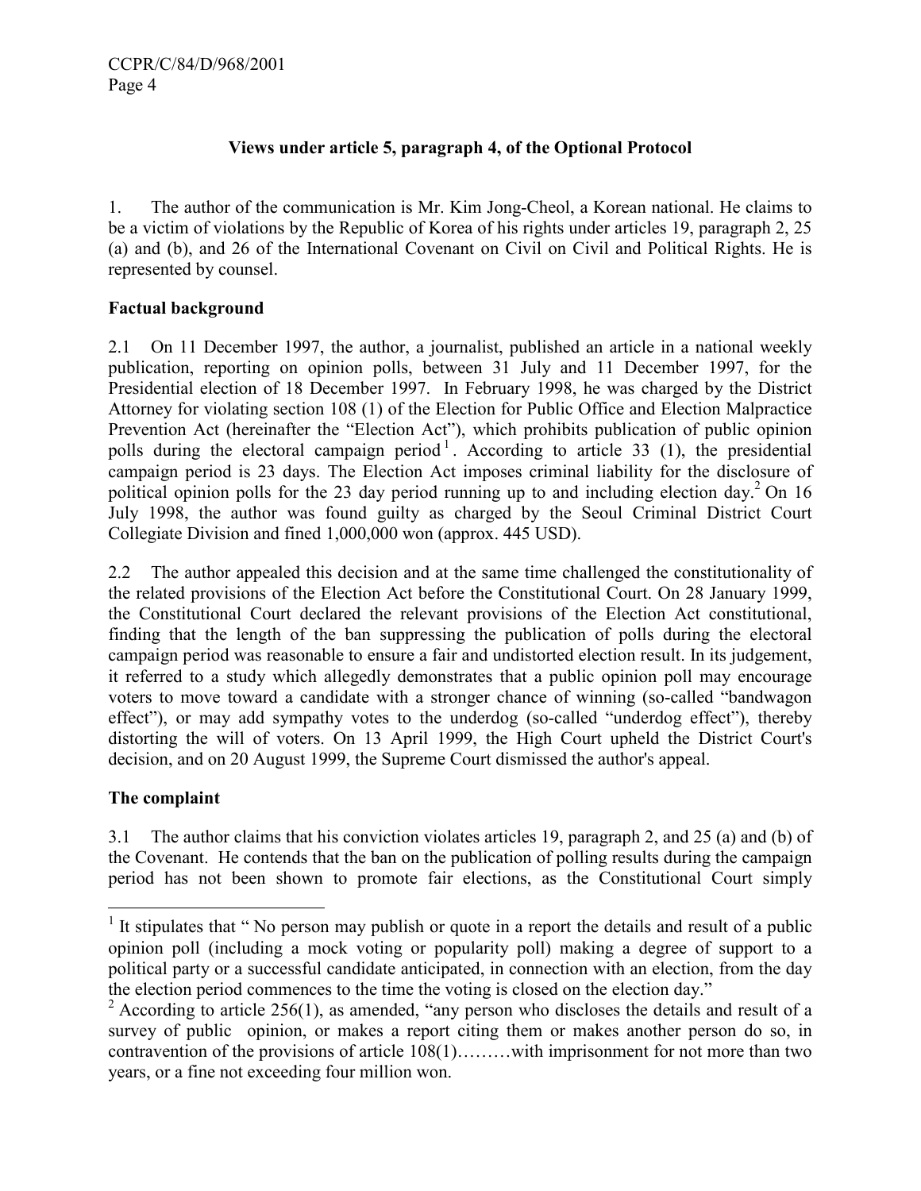### Views under article 5, paragraph 4, of the Optional Protocol

1. The author of the communication is Mr. Kim Jong-Cheol, a Korean national. He claims to be a victim of violations by the Republic of Korea of his rights under articles 19, paragraph 2, 25 (a) and (b), and 26 of the International Covenant on Civil on Civil and Political Rights. He is represented by counsel.

**Factual background**

2.1 On 11 December 1997, the author, a journalist, published an article in a national weekly publication, reporting on opinion polls, between 31 July and 11 December 1997, for the Presidential election of 18 December 1997. In February 1998, he was charged by the District Attorney for violating section 108 (1) of the Election for Public Office and Election Malpractice Prevention Act (hereinafter the "Election Act"), which prohibits publication of public opinion polls during the electoral campaign period[1]. According to article 33 (1), the presidential campaign period is 23 days. The Election Act imposes criminal liability for the disclosure of political opinion polls for the 23 day period running up to and including election day.[2] On 16 July 1998, the author was found guilty as charged by the Seoul Criminal District Court Collegiate Division and fined 1,000,000 won (approx. 445 USD).

2.2 The author appealed this decision and at the same time challenged the constitutionality of the related provisions of the Election Act before the Constitutional Court. On 28 January 1999, the Constitutional Court declared the relevant provisions of the Election Act constitutional, finding that the length of the ban suppressing the publication of polls during the electoral campaign period was reasonable to ensure a fair and undistorted election result. In its judgement, it referred to a study which allegedly demonstrates that a public opinion poll may encourage voters to move toward a candidate with a stronger chance of winning (so-called "bandwagon effect"), or may add sympathy votes to the underdog (so-called "underdog effect"), thereby distorting the will of voters. On 13 April 1999, the High Court upheld the District Court's decision, and on 20 August 1999, the Supreme Court dismissed the author's appeal.

**The complaint**

3.1 The author claims that his conviction violates articles 19, paragraph 2, and 25 (a) and (b) of the Covenant. He contends that the ban on the publication of polling results during the campaign period has not been shown to promote fair elections, as the Constitutional Court simply

---

[1] It stipulates that " No person may publish or quote in a report the details and result of a public opinion poll (including a mock voting or popularity poll) making a degree of support to a political party or a successful candidate anticipated, in connection with an election, from the day the election period commences to the time the voting is closed on the election day."

[2] According to article 256(1), as amended, "any person who discloses the details and result of a survey of public opinion, or makes a report citing them or makes another person do so, in contravention of the provisions of article 108(1)………with imprisonment for not more than two years, or a fine not exceeding four million won.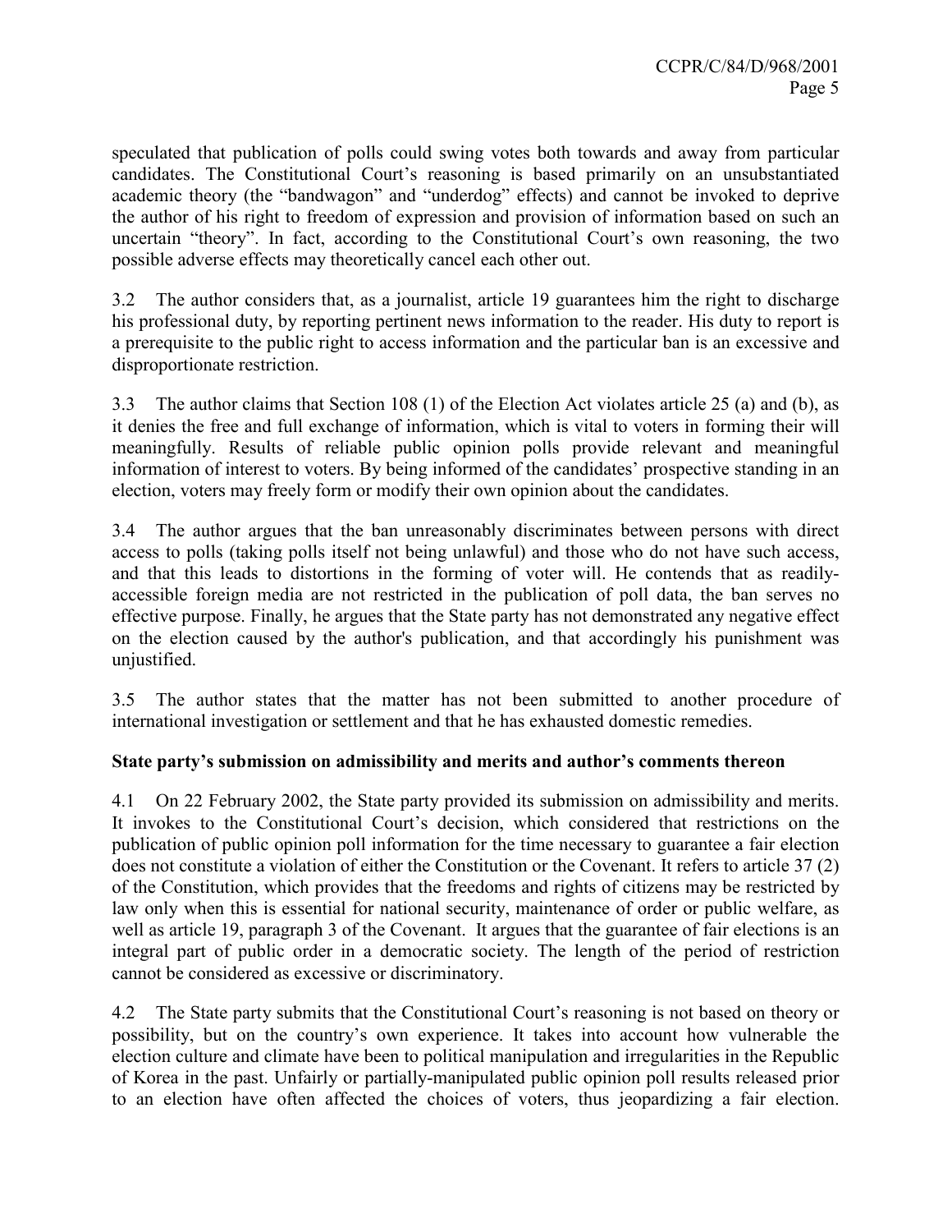speculated that publication of polls could swing votes both towards and away from particular candidates. The Constitutional Court's reasoning is based primarily on an unsubstantiated academic theory (the "bandwagon" and "underdog" effects) and cannot be invoked to deprive the author of his right to freedom of expression and provision of information based on such an uncertain "theory". In fact, according to the Constitutional Court's own reasoning, the two possible adverse effects may theoretically cancel each other out.

3.2 The author considers that, as a journalist, article 19 guarantees him the right to discharge his professional duty, by reporting pertinent news information to the reader. His duty to report is a prerequisite to the public right to access information and the particular ban is an excessive and disproportionate restriction.

3.3 The author claims that Section 108 (1) of the Election Act violates article 25 (a) and (b), as it denies the free and full exchange of information, which is vital to voters in forming their will meaningfully. Results of reliable public opinion polls provide relevant and meaningful information of interest to voters. By being informed of the candidates' prospective standing in an election, voters may freely form or modify their own opinion about the candidates.

3.4 The author argues that the ban unreasonably discriminates between persons with direct access to polls (taking polls itself not being unlawful) and those who do not have such access, and that this leads to distortions in the forming of voter will. He contends that as readily-accessible foreign media are not restricted in the publication of poll data, the ban serves no effective purpose. Finally, he argues that the State party has not demonstrated any negative effect on the election caused by the author's publication, and that accordingly his punishment was unjustified.

3.5 The author states that the matter has not been submitted to another procedure of international investigation or settlement and that he has exhausted domestic remedies.

**State party's submission on admissibility and merits and author's comments thereon**

4.1 On 22 February 2002, the State party provided its submission on admissibility and merits. It invokes to the Constitutional Court's decision, which considered that restrictions on the publication of public opinion poll information for the time necessary to guarantee a fair election does not constitute a violation of either the Constitution or the Covenant. It refers to article 37 (2) of the Constitution, which provides that the freedoms and rights of citizens may be restricted by law only when this is essential for national security, maintenance of order or public welfare, as well as article 19, paragraph 3 of the Covenant. It argues that the guarantee of fair elections is an integral part of public order in a democratic society. The length of the period of restriction cannot be considered as excessive or discriminatory.

4.2 The State party submits that the Constitutional Court's reasoning is not based on theory or possibility, but on the country's own experience. It takes into account how vulnerable the election culture and climate have been to political manipulation and irregularities in the Republic of Korea in the past. Unfairly or partially-manipulated public opinion poll results released prior to an election have often affected the choices of voters, thus jeopardizing a fair election.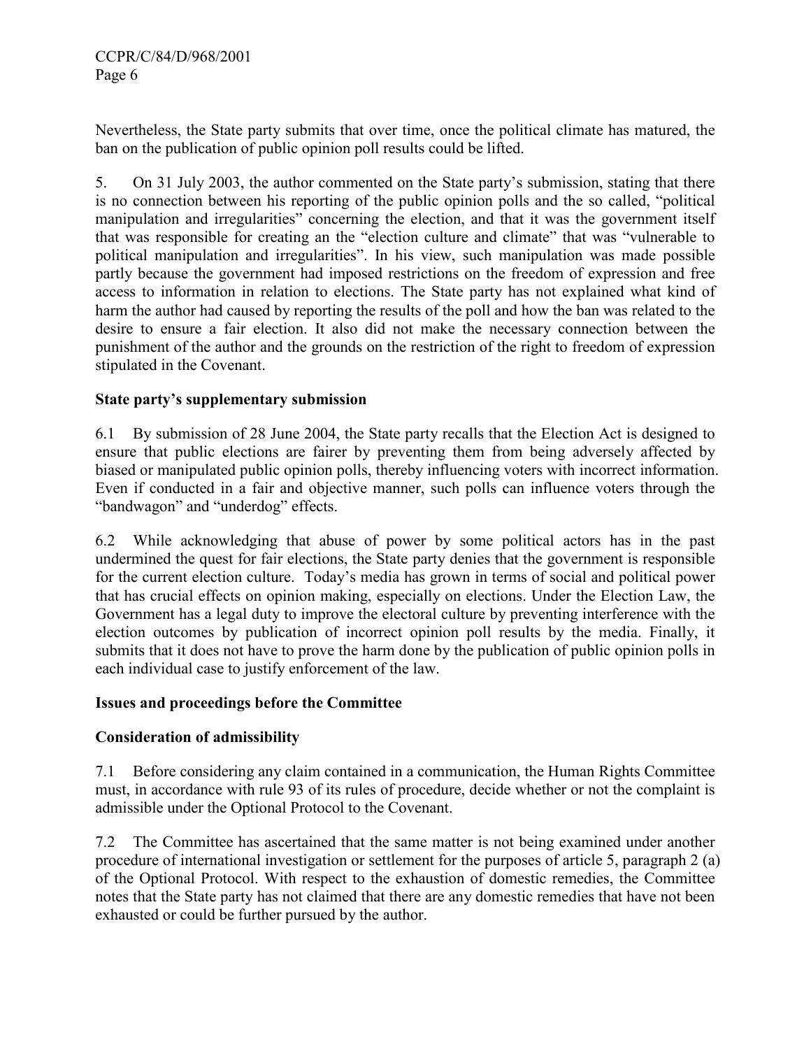Nevertheless, the State party submits that over time, once the political climate has matured, the ban on the publication of public opinion poll results could be lifted.

5. On 31 July 2003, the author commented on the State party's submission, stating that there is no connection between his reporting of the public opinion polls and the so called, "political manipulation and irregularities" concerning the election, and that it was the government itself that was responsible for creating an the "election culture and climate" that was "vulnerable to political manipulation and irregularities". In his view, such manipulation was made possible partly because the government had imposed restrictions on the freedom of expression and free access to information in relation to elections. The State party has not explained what kind of harm the author had caused by reporting the results of the poll and how the ban was related to the desire to ensure a fair election. It also did not make the necessary connection between the punishment of the author and the grounds on the restriction of the right to freedom of expression stipulated in the Covenant.

### State party's supplementary submission

6.1 By submission of 28 June 2004, the State party recalls that the Election Act is designed to ensure that public elections are fairer by preventing them from being adversely affected by biased or manipulated public opinion polls, thereby influencing voters with incorrect information. Even if conducted in a fair and objective manner, such polls can influence voters through the "bandwagon" and "underdog" effects.

6.2 While acknowledging that abuse of power by some political actors has in the past undermined the quest for fair elections, the State party denies that the government is responsible for the current election culture. Today's media has grown in terms of social and political power that has crucial effects on opinion making, especially on elections. Under the Election Law, the Government has a legal duty to improve the electoral culture by preventing interference with the election outcomes by publication of incorrect opinion poll results by the media. Finally, it submits that it does not have to prove the harm done by the publication of public opinion polls in each individual case to justify enforcement of the law.

### Issues and proceedings before the Committee

### Consideration of admissibility

7.1 Before considering any claim contained in a communication, the Human Rights Committee must, in accordance with rule 93 of its rules of procedure, decide whether or not the complaint is admissible under the Optional Protocol to the Covenant.

7.2 The Committee has ascertained that the same matter is not being examined under another procedure of international investigation or settlement for the purposes of article 5, paragraph 2 (a) of the Optional Protocol. With respect to the exhaustion of domestic remedies, the Committee notes that the State party has not claimed that there are any domestic remedies that have not been exhausted or could be further pursued by the author.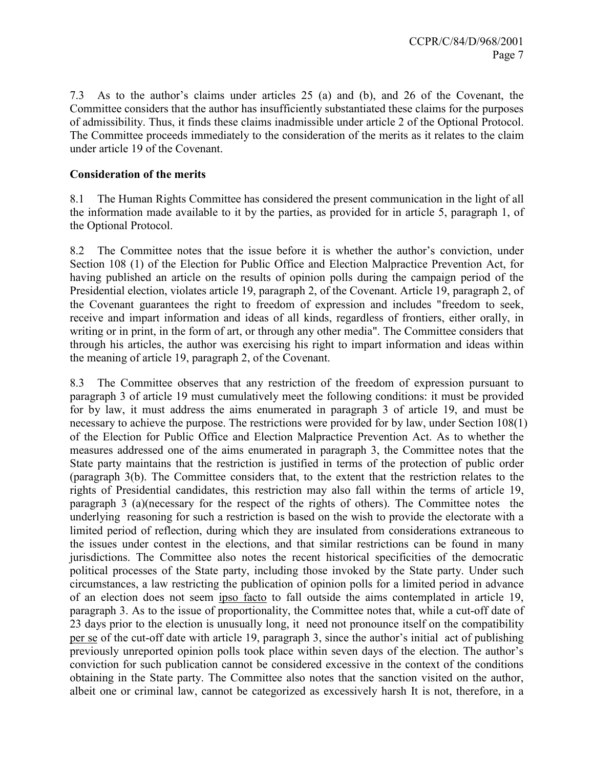7.3 As to the author's claims under articles 25 (a) and (b), and 26 of the Covenant, the Committee considers that the author has insufficiently substantiated these claims for the purposes of admissibility. Thus, it finds these claims inadmissible under article 2 of the Optional Protocol. The Committee proceeds immediately to the consideration of the merits as it relates to the claim under article 19 of the Covenant.

**Consideration of the merits**

8.1 The Human Rights Committee has considered the present communication in the light of all the information made available to it by the parties, as provided for in article 5, paragraph 1, of the Optional Protocol.

8.2 The Committee notes that the issue before it is whether the author's conviction, under Section 108 (1) of the Election for Public Office and Election Malpractice Prevention Act, for having published an article on the results of opinion polls during the campaign period of the Presidential election, violates article 19, paragraph 2, of the Covenant. Article 19, paragraph 2, of the Covenant guarantees the right to freedom of expression and includes "freedom to seek, receive and impart information and ideas of all kinds, regardless of frontiers, either orally, in writing or in print, in the form of art, or through any other media". The Committee considers that through his articles, the author was exercising his right to impart information and ideas within the meaning of article 19, paragraph 2, of the Covenant.

8.3 The Committee observes that any restriction of the freedom of expression pursuant to paragraph 3 of article 19 must cumulatively meet the following conditions: it must be provided for by law, it must address the aims enumerated in paragraph 3 of article 19, and must be necessary to achieve the purpose. The restrictions were provided for by law, under Section 108(1) of the Election for Public Office and Election Malpractice Prevention Act. As to whether the measures addressed one of the aims enumerated in paragraph 3, the Committee notes that the State party maintains that the restriction is justified in terms of the protection of public order (paragraph 3(b). The Committee considers that, to the extent that the restriction relates to the rights of Presidential candidates, this restriction may also fall within the terms of article 19, paragraph 3 (a)(necessary for the respect of the rights of others). The Committee notes the underlying reasoning for such a restriction is based on the wish to provide the electorate with a limited period of reflection, during which they are insulated from considerations extraneous to the issues under contest in the elections, and that similar restrictions can be found in many jurisdictions. The Committee also notes the recent historical specificities of the democratic political processes of the State party, including those invoked by the State party. Under such circumstances, a law restricting the publication of opinion polls for a limited period in advance of an election does not seem ipso facto to fall outside the aims contemplated in article 19, paragraph 3. As to the issue of proportionality, the Committee notes that, while a cut-off date of 23 days prior to the election is unusually long, it need not pronounce itself on the compatibility per se of the cut-off date with article 19, paragraph 3, since the author's initial act of publishing previously unreported opinion polls took place within seven days of the election. The author's conviction for such publication cannot be considered excessive in the context of the conditions obtaining in the State party. The Committee also notes that the sanction visited on the author, albeit one or criminal law, cannot be categorized as excessively harsh It is not, therefore, in a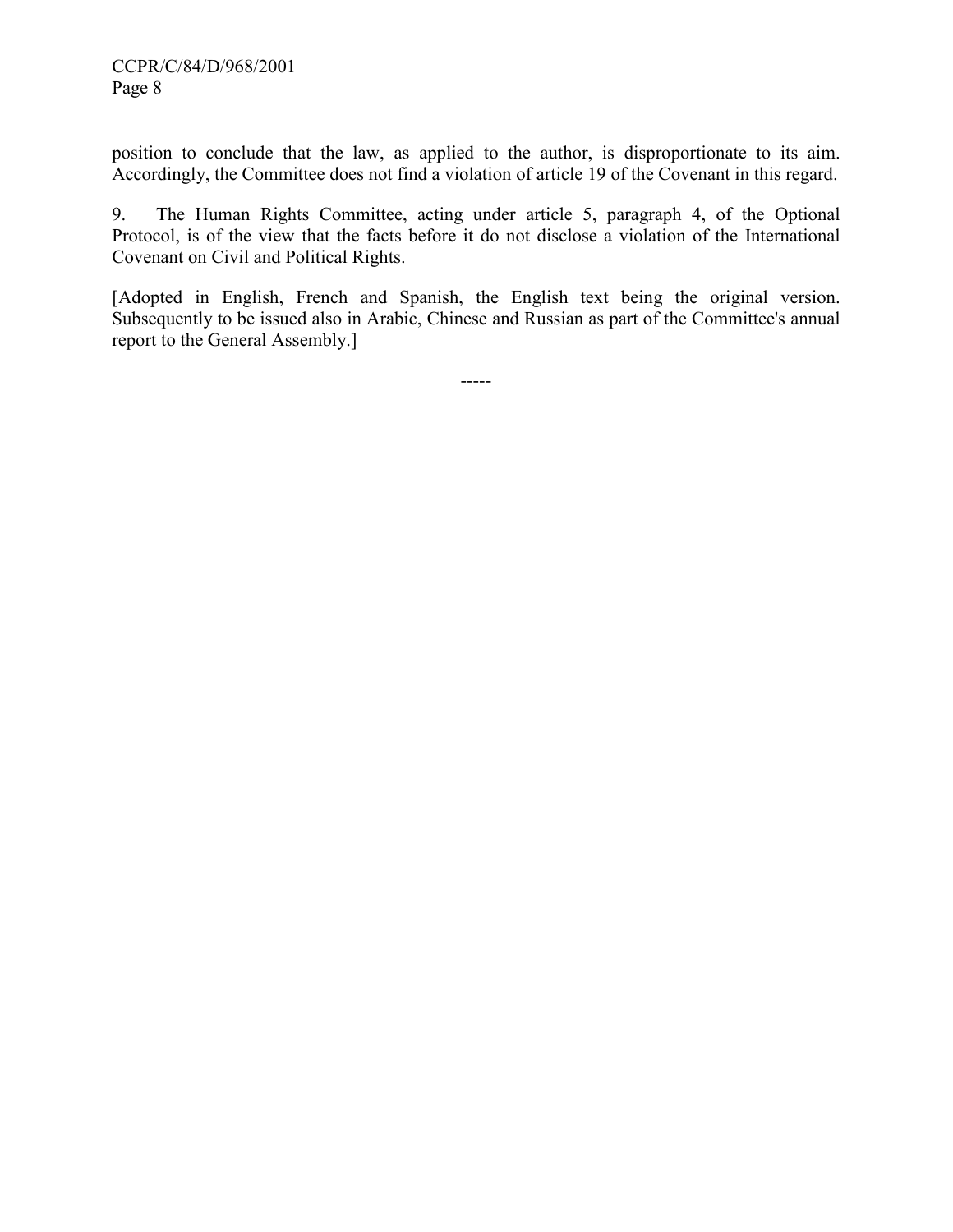position to conclude that the law, as applied to the author, is disproportionate to its aim. Accordingly, the Committee does not find a violation of article 19 of the Covenant in this regard.

9. The Human Rights Committee, acting under article 5, paragraph 4, of the Optional Protocol, is of the view that the facts before it do not disclose a violation of the International Covenant on Civil and Political Rights.

[Adopted in English, French and Spanish, the English text being the original version. Subsequently to be issued also in Arabic, Chinese and Russian as part of the Committee's annual report to the General Assembly.]

-----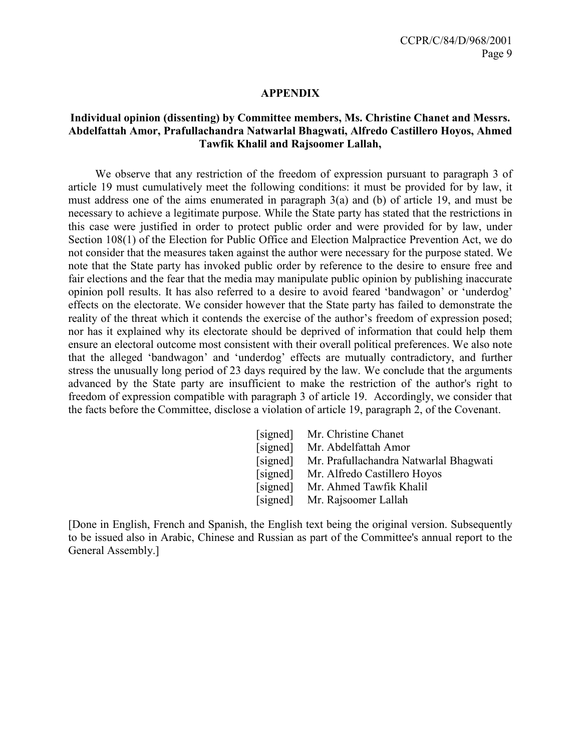## APPENDIX

### Individual opinion (dissenting) by Committee members, Ms. Christine Chanet and Messrs. Abdelfattah Amor, Prafullachandra Natwarlal Bhagwati, Alfredo Castillero Hoyos, Ahmed Tawfik Khalil and Rajsoomer Lallah,

We observe that any restriction of the freedom of expression pursuant to paragraph 3 of article 19 must cumulatively meet the following conditions: it must be provided for by law, it must address one of the aims enumerated in paragraph 3(a) and (b) of article 19, and must be necessary to achieve a legitimate purpose. While the State party has stated that the restrictions in this case were justified in order to protect public order and were provided for by law, under Section 108(1) of the Election for Public Office and Election Malpractice Prevention Act, we do not consider that the measures taken against the author were necessary for the purpose stated. We note that the State party has invoked public order by reference to the desire to ensure free and fair elections and the fear that the media may manipulate public opinion by publishing inaccurate opinion poll results. It has also referred to a desire to avoid feared 'bandwagon' or 'underdog' effects on the electorate. We consider however that the State party has failed to demonstrate the reality of the threat which it contends the exercise of the author's freedom of expression posed; nor has it explained why its electorate should be deprived of information that could help them ensure an electoral outcome most consistent with their overall political preferences. We also note that the alleged 'bandwagon' and 'underdog' effects are mutually contradictory, and further stress the unusually long period of 23 days required by the law. We conclude that the arguments advanced by the State party are insufficient to make the restriction of the author's right to freedom of expression compatible with paragraph 3 of article 19. Accordingly, we consider that the facts before the Committee, disclose a violation of article 19, paragraph 2, of the Covenant.

[signed] Mr. Christine Chanet
[signed] Mr. Abdelfattah Amor
[signed] Mr. Prafullachandra Natwarlal Bhagwati
[signed] Mr. Alfredo Castillero Hoyos
[signed] Mr. Ahmed Tawfik Khalil
[signed] Mr. Rajsoomer Lallah

[Done in English, French and Spanish, the English text being the original version. Subsequently to be issued also in Arabic, Chinese and Russian as part of the Committee's annual report to the General Assembly.]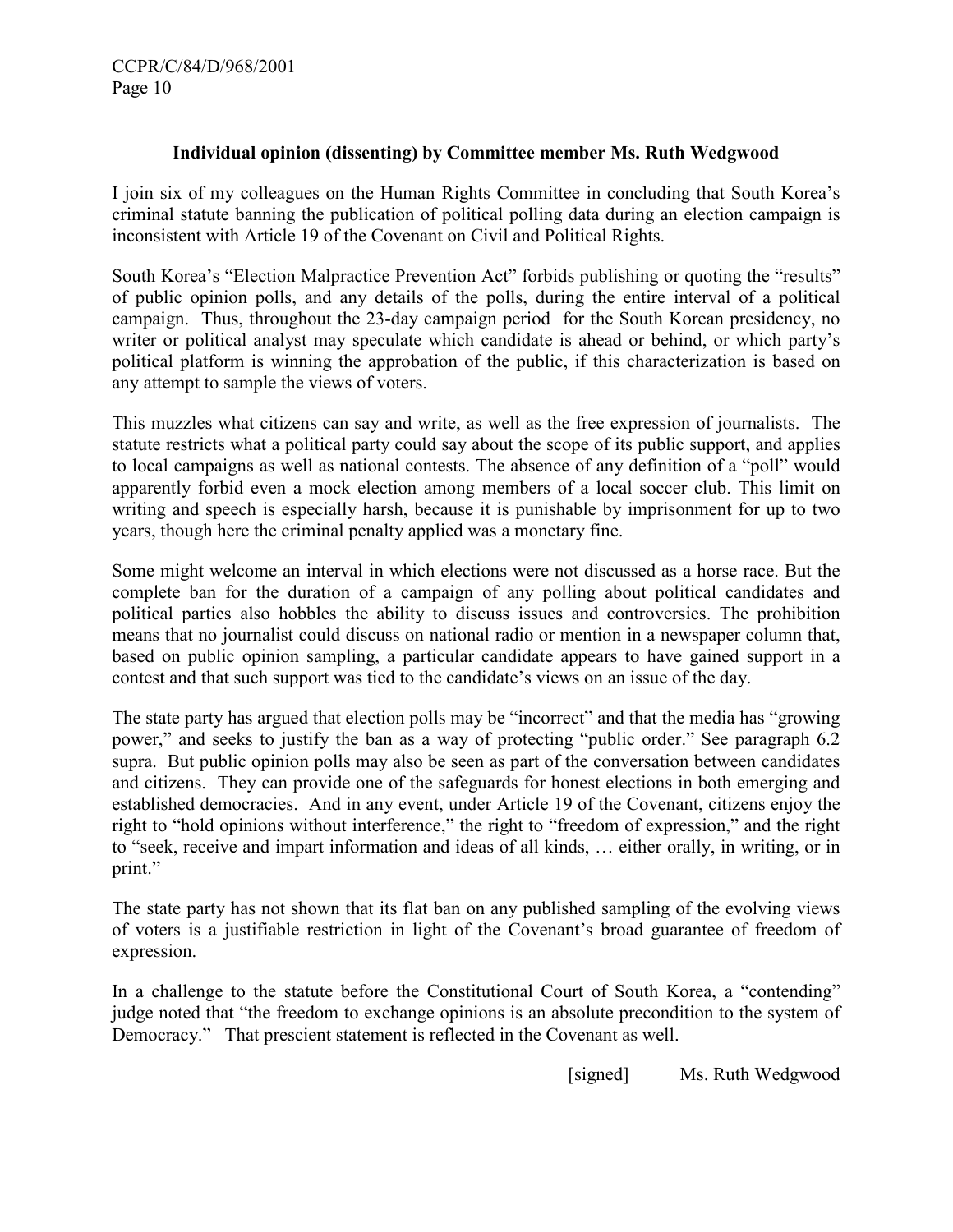### Individual opinion (dissenting) by Committee member Ms. Ruth Wedgwood

I join six of my colleagues on the Human Rights Committee in concluding that South Korea's criminal statute banning the publication of political polling data during an election campaign is inconsistent with Article 19 of the Covenant on Civil and Political Rights.

South Korea's "Election Malpractice Prevention Act" forbids publishing or quoting the "results" of public opinion polls, and any details of the polls, during the entire interval of a political campaign. Thus, throughout the 23-day campaign period for the South Korean presidency, no writer or political analyst may speculate which candidate is ahead or behind, or which party's political platform is winning the approbation of the public, if this characterization is based on any attempt to sample the views of voters.

This muzzles what citizens can say and write, as well as the free expression of journalists. The statute restricts what a political party could say about the scope of its public support, and applies to local campaigns as well as national contests. The absence of any definition of a "poll" would apparently forbid even a mock election among members of a local soccer club. This limit on writing and speech is especially harsh, because it is punishable by imprisonment for up to two years, though here the criminal penalty applied was a monetary fine.

Some might welcome an interval in which elections were not discussed as a horse race. But the complete ban for the duration of a campaign of any polling about political candidates and political parties also hobbles the ability to discuss issues and controversies. The prohibition means that no journalist could discuss on national radio or mention in a newspaper column that, based on public opinion sampling, a particular candidate appears to have gained support in a contest and that such support was tied to the candidate's views on an issue of the day.

The state party has argued that election polls may be "incorrect" and that the media has "growing power," and seeks to justify the ban as a way of protecting "public order." See paragraph 6.2 supra. But public opinion polls may also be seen as part of the conversation between candidates and citizens. They can provide one of the safeguards for honest elections in both emerging and established democracies. And in any event, under Article 19 of the Covenant, citizens enjoy the right to "hold opinions without interference," the right to "freedom of expression," and the right to "seek, receive and impart information and ideas of all kinds, … either orally, in writing, or in print."

The state party has not shown that its flat ban on any published sampling of the evolving views of voters is a justifiable restriction in light of the Covenant's broad guarantee of freedom of expression.

In a challenge to the statute before the Constitutional Court of South Korea, a "contending" judge noted that "the freedom to exchange opinions is an absolute precondition to the system of Democracy." That prescient statement is reflected in the Covenant as well.

[signed] Ms. Ruth Wedgwood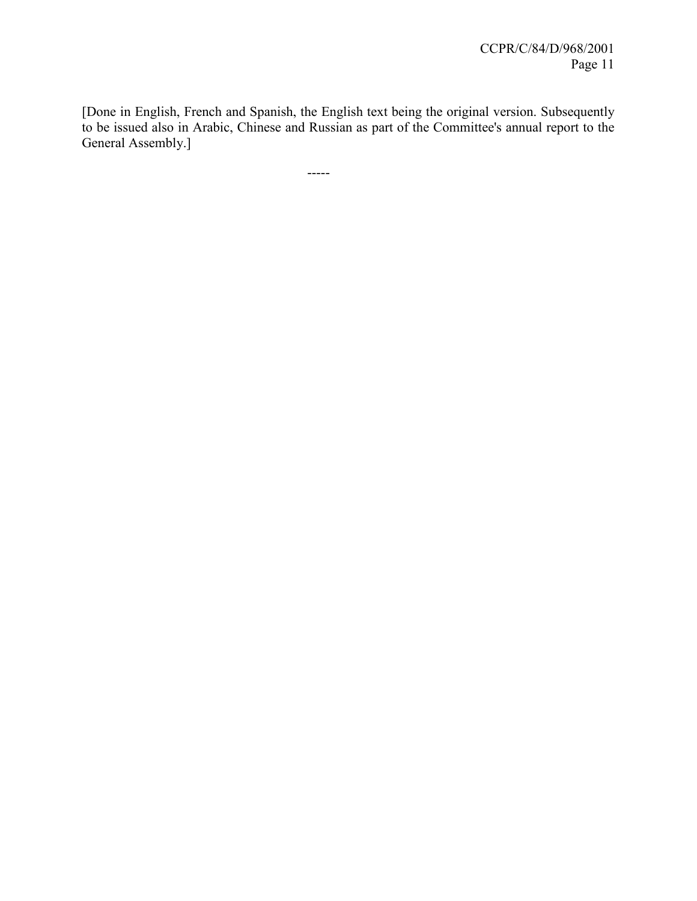[Done in English, French and Spanish, the English text being the original version. Subsequently to be issued also in Arabic, Chinese and Russian as part of the Committee's annual report to the General Assembly.]

-----